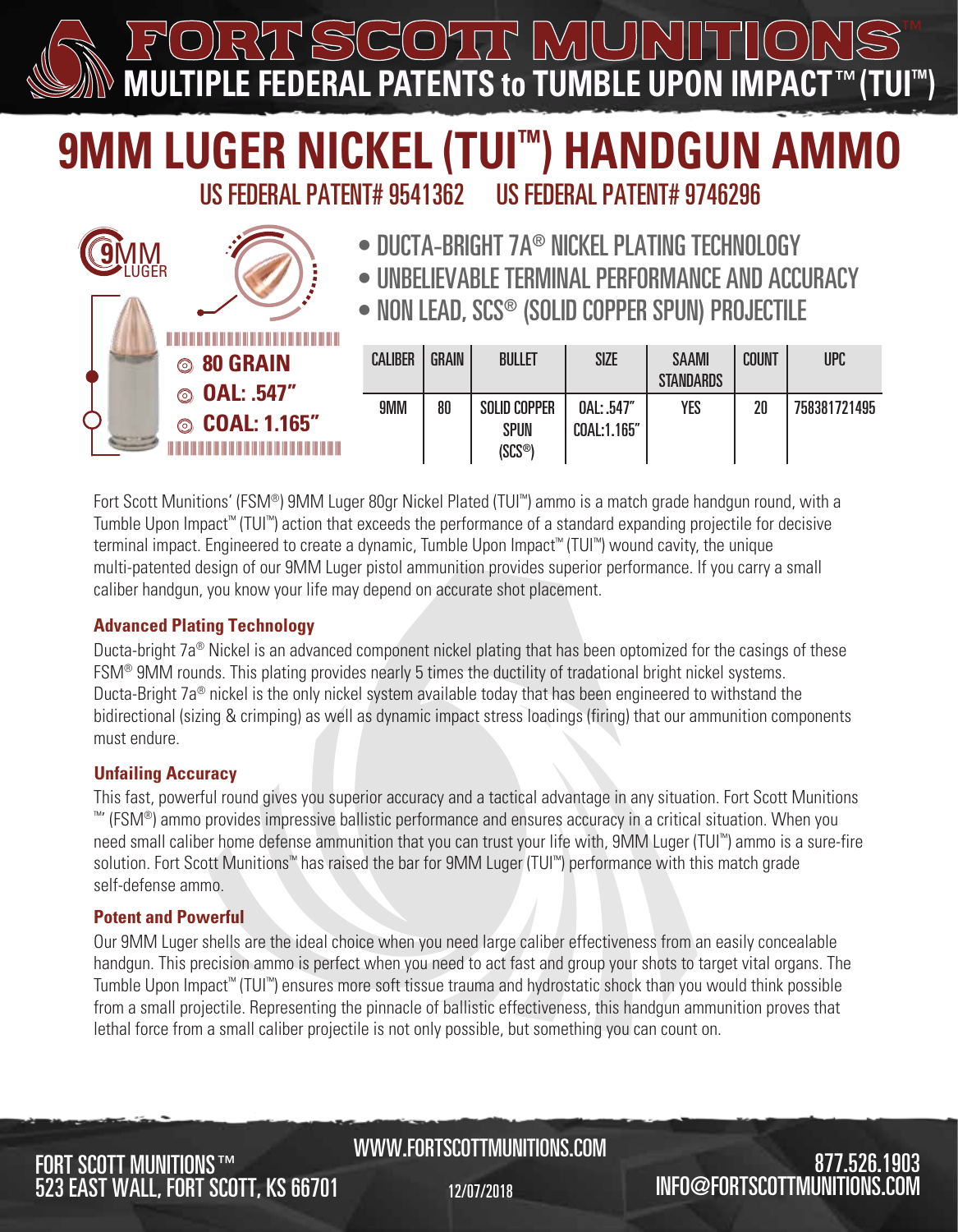# FORT SCOTT MUNITIONS™

**MULTIPLE FEDERAL PATENTS to TUMBLE UPON IMPACT™ (TUI™)**

# 9MM LUGER NICKEL (TUI™) HANDGUN AMMO

## US FEDERAL PATENT# 9541362 US FEDERAL PATENT# 9746296

9MM LUGER

- **80 GRAIN**
- **OAL: .547"**
- **COAL: 1.165"**

- DUCTA-BRIGHT 7A® NICKEL PLATING TECHNOLOGY
- UNBELIEVABLE TERMINAL PERFORMANCE AND ACCURACY
- NON LEAD, SCS® (SOLID COPPER SPUN) PROJECTILE

| CALIBER | GRAIN | BULLET | SIZE | SAAMI STANDARDS | COUNT | UPC |
|---|---|---|---|---|---|---|
| 9MM | 80 | SOLID COPPER SPUN (SCS®) | OAL: .547" COAL:1.165" | YES | 20 | 758381721495 |

Fort Scott Munitions' (FSM®) 9MM Luger 80gr Nickel Plated (TUI™) ammo is a match grade handgun round, with a Tumble Upon Impact™ (TUI™) action that exceeds the performance of a standard expanding projectile for decisive terminal impact. Engineered to create a dynamic, Tumble Upon Impact™ (TUI™) wound cavity, the unique multi-patented design of our 9MM Luger pistol ammunition provides superior performance. If you carry a small caliber handgun, you know your life may depend on accurate shot placement.

### Advanced Plating Technology

Ducta-bright 7a® Nickel is an advanced component nickel plating that has been optomized for the casings of these FSM® 9MM rounds. This plating provides nearly 5 times the ductility of tradational bright nickel systems. Ducta-Bright 7a® nickel is the only nickel system available today that has been engineered to withstand the bidirectional (sizing & crimping) as well as dynamic impact stress loadings (firing) that our ammunition components must endure.

### Unfailing Accuracy

This fast, powerful round gives you superior accuracy and a tactical advantage in any situation. Fort Scott Munitions ™' (FSM®) ammo provides impressive ballistic performance and ensures accuracy in a critical situation. When you need small caliber home defense ammunition that you can trust your life with, 9MM Luger (TUI™) ammo is a sure-fire solution. Fort Scott Munitions™ has raised the bar for 9MM Luger (TUI™) performance with this match grade self-defense ammo.

### Potent and Powerful

Our 9MM Luger shells are the ideal choice when you need large caliber effectiveness from an easily concealable handgun. This precision ammo is perfect when you need to act fast and group your shots to target vital organs. The Tumble Upon Impact™ (TUI™) ensures more soft tissue trauma and hydrostatic shock than you would think possible from a small projectile. Representing the pinnacle of ballistic effectiveness, this handgun ammunition proves that lethal force from a small caliber projectile is not only possible, but something you can count on.

FORT SCOTT MUNITIONS ™
523 EAST WALL, FORT SCOTT, KS 66701

WWW.FORTSCOTTMUNITIONS.COM

12/07/2018

877.526.1903
INFO@FORTSCOTTMUNITIONS.COM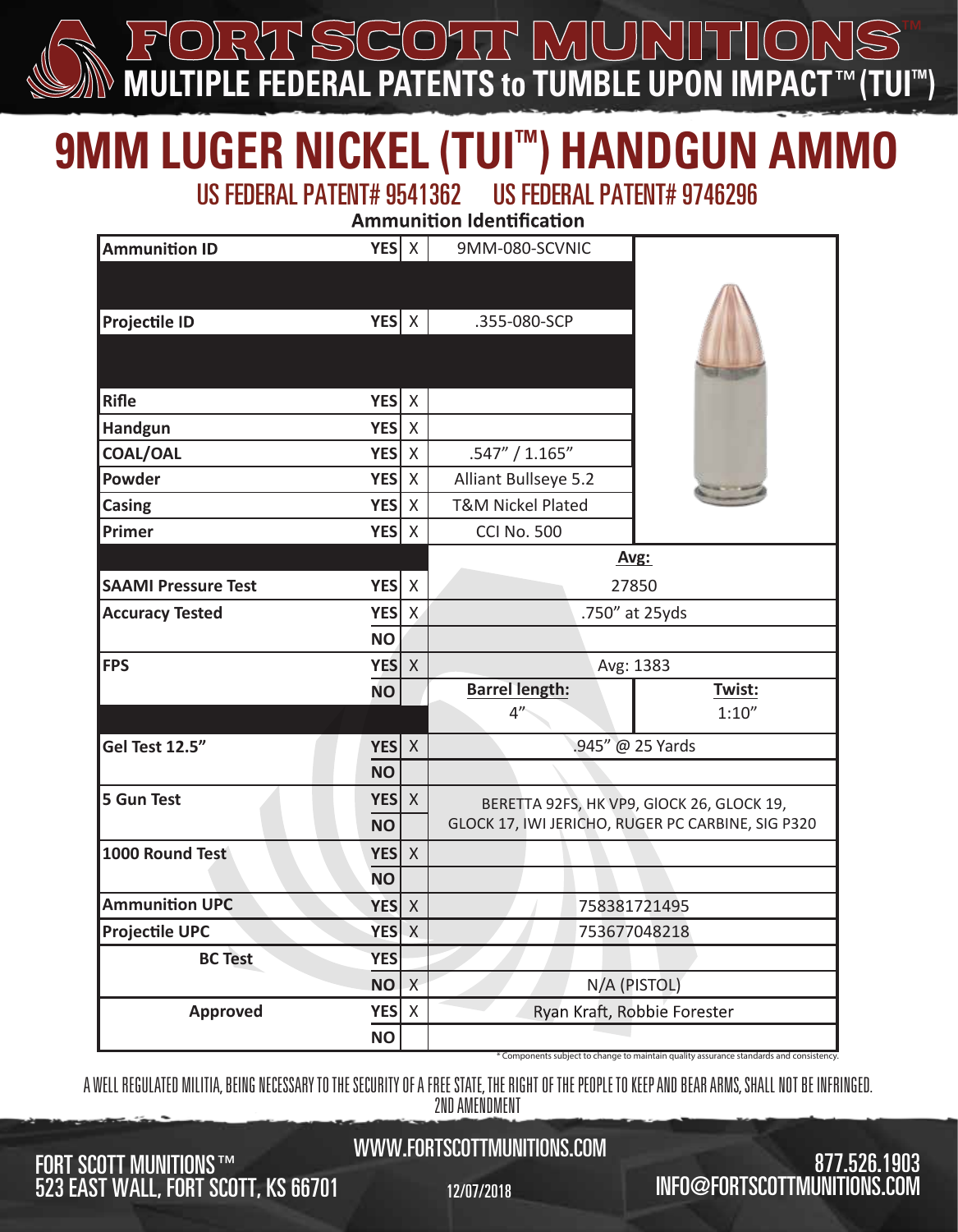# FORT SCOTT MUNITIONS™

**MULTIPLE FEDERAL PATENTS to TUMBLE UPON IMPACT™ (TUI™)**

# 9MM LUGER NICKEL (TUI™) HANDGUN AMMO

## US FEDERAL PATENT# 9541362 US FEDERAL PATENT# 9746296

### Ammunition Identification

| | | | | |
|---|---|---|---|---|
| **Ammunition ID** | **YES** | X | 9MM-080-SCVNIC | |
| **Projectile ID** | **YES** | X | .355-080-SCP | |
| **Rifle** | **YES** | X | | |
| **Handgun** | **YES** | X | | |
| **COAL/OAL** | **YES** | X | .547" / 1.165" | |
| **Powder** | **YES** | X | Alliant Bullseye 5.2 | |
| **Casing** | **YES** | X | T&M Nickel Plated | |
| **Primer** | **YES** | X | CCI No. 500 | |
| | | | **Avg:** | |
| **SAAMI Pressure Test** | **YES** | X | 27850 | |
| **Accuracy Tested** | **YES** | X | .750" at 25yds | |
| | **NO** | | | |
| **FPS** | **YES** | X | Avg: 1383 | |
| | **NO** | | **Barrel length:** 4" | **Twist:** 1:10" |
| **Gel Test 12.5"** | **YES** | X | .945" @ 25 Yards | |
| | **NO** | | | |
| **5 Gun Test** | **YES** | X | BERETTA 92FS, HK VP9, GlOCK 26, GLOCK 19, GLOCK 17, IWI JERICHO, RUGER PC CARBINE, SIG P320 | |
| | **NO** | | | |
| **1000 Round Test** | **YES** | X | | |
| | **NO** | | | |
| **Ammunition UPC** | **YES** | X | 758381721495 | |
| **Projectile UPC** | **YES** | X | 753677048218 | |
| **BC Test** | **YES** | | | |
| | **NO** | X | N/A (PISTOL) | |
| **Approved** | **YES** | X | Ryan Kraft, Robbie Forester | |
| | **NO** | | | |

\* Components subject to change to maintain quality assurance standards and consistency.

A WELL REGULATED MILITIA, BEING NECESSARY TO THE SECURITY OF A FREE STATE, THE RIGHT OF THE PEOPLE TO KEEP AND BEAR ARMS, SHALL NOT BE INFRINGED.
2ND AMENDMENT

FORT SCOTT MUNITIONS™
523 EAST WALL, FORT SCOTT, KS 66701

WWW.FORTSCOTTMUNITIONS.COM

12/07/2018

877.526.1903
INFO@FORTSCOTTMUNITIONS.COM